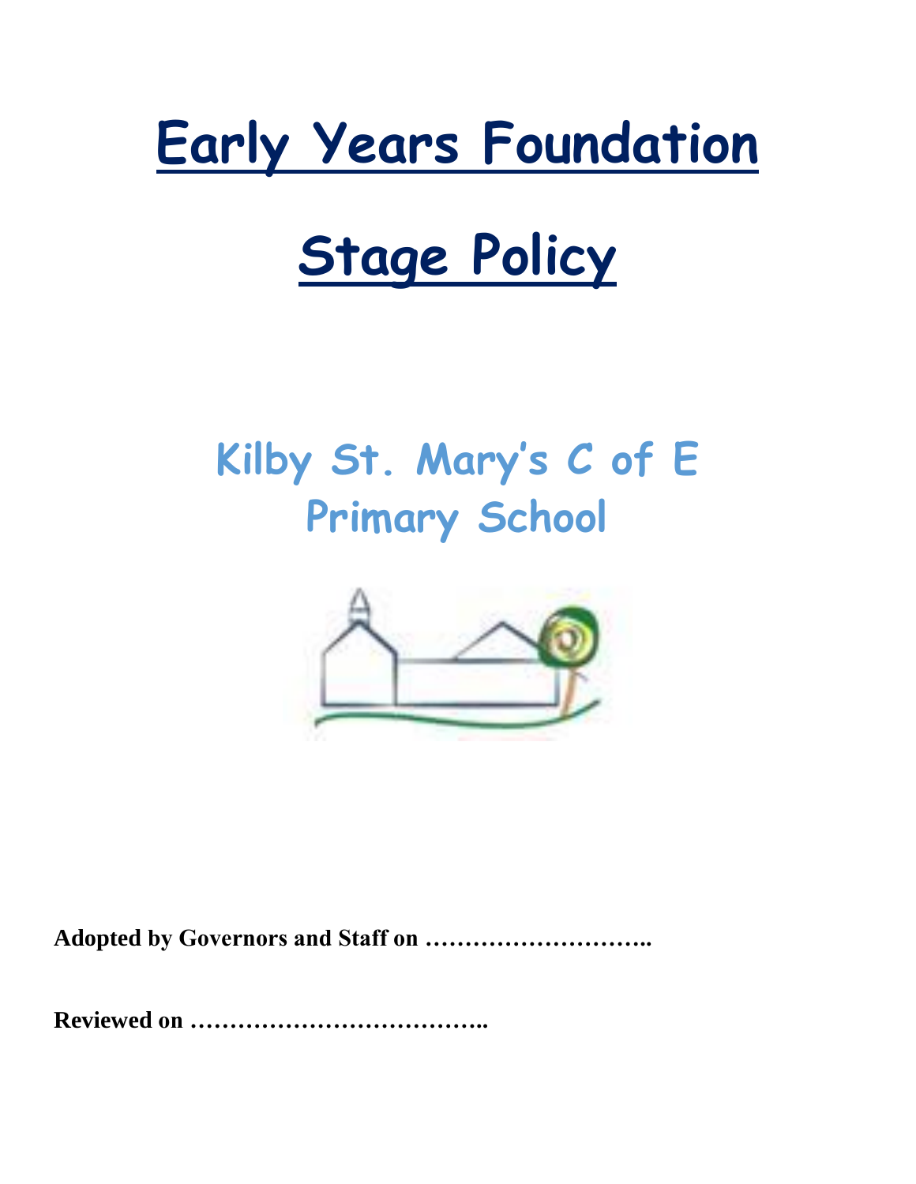# Early Years Foundation Stage Policy

## Kilby St. Mary's C of E Primary School

**Adopted by Governors and Staff on ………………………..**

**Reviewed on ………………………………..**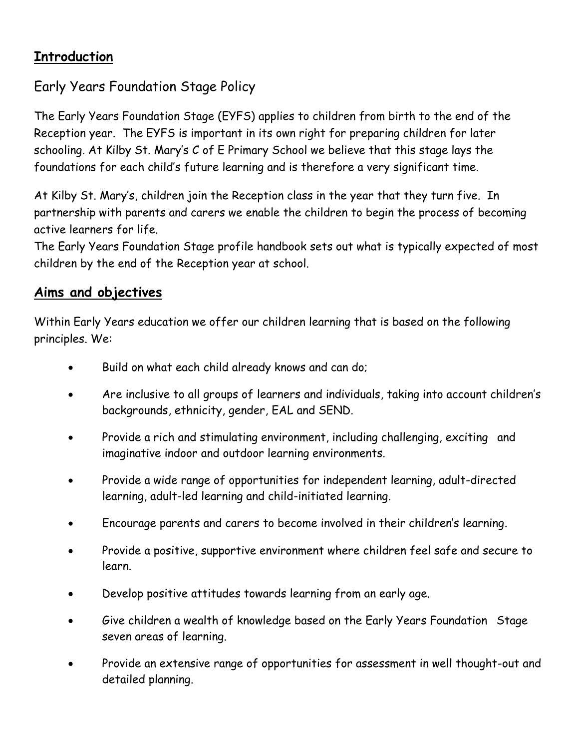## **Introduction**

Early Years Foundation Stage Policy

The Early Years Foundation Stage (EYFS) applies to children from birth to the end of the Reception year. The EYFS is important in its own right for preparing children for later schooling. At Kilby St. Mary's C of E Primary School we believe that this stage lays the foundations for each child's future learning and is therefore a very significant time.

At Kilby St. Mary's, children join the Reception class in the year that they turn five. In partnership with parents and carers we enable the children to begin the process of becoming active learners for life.

The Early Years Foundation Stage profile handbook sets out what is typically expected of most children by the end of the Reception year at school.

## **Aims and objectives**

Within Early Years education we offer our children learning that is based on the following principles. We:

- Build on what each child already knows and can do;
- Are inclusive to all groups of learners and individuals, taking into account children's backgrounds, ethnicity, gender, EAL and SEND.
- Provide a rich and stimulating environment, including challenging, exciting and imaginative indoor and outdoor learning environments.
- Provide a wide range of opportunities for independent learning, adult-directed learning, adult-led learning and child-initiated learning.
- Encourage parents and carers to become involved in their children's learning.
- Provide a positive, supportive environment where children feel safe and secure to learn.
- Develop positive attitudes towards learning from an early age.
- Give children a wealth of knowledge based on the Early Years Foundation Stage seven areas of learning.
- Provide an extensive range of opportunities for assessment in well thought-out and detailed planning.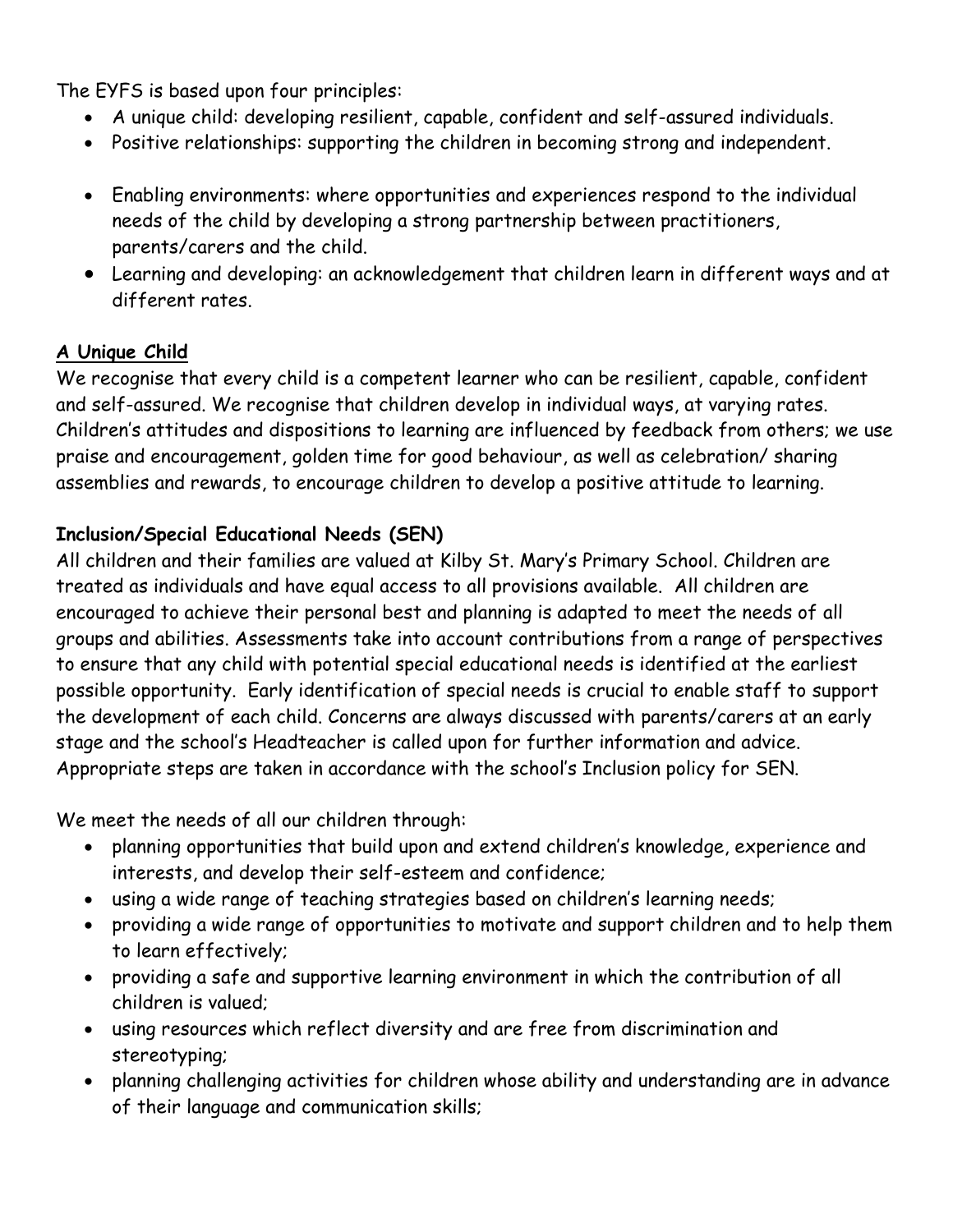The EYFS is based upon four principles:

- A unique child: developing resilient, capable, confident and self-assured individuals.
- Positive relationships: supporting the children in becoming strong and independent.
- Enabling environments: where opportunities and experiences respond to the individual needs of the child by developing a strong partnership between practitioners, parents/carers and the child.
- Learning and developing: an acknowledgement that children learn in different ways and at different rates.

**A Unique Child**

We recognise that every child is a competent learner who can be resilient, capable, confident and self-assured. We recognise that children develop in individual ways, at varying rates. Children's attitudes and dispositions to learning are influenced by feedback from others; we use praise and encouragement, golden time for good behaviour, as well as celebration/ sharing assemblies and rewards, to encourage children to develop a positive attitude to learning.

**Inclusion/Special Educational Needs (SEN)**

All children and their families are valued at Kilby St. Mary's Primary School. Children are treated as individuals and have equal access to all provisions available. All children are encouraged to achieve their personal best and planning is adapted to meet the needs of all groups and abilities. Assessments take into account contributions from a range of perspectives to ensure that any child with potential special educational needs is identified at the earliest possible opportunity. Early identification of special needs is crucial to enable staff to support the development of each child. Concerns are always discussed with parents/carers at an early stage and the school's Headteacher is called upon for further information and advice. Appropriate steps are taken in accordance with the school's Inclusion policy for SEN.

We meet the needs of all our children through:

- planning opportunities that build upon and extend children's knowledge, experience and interests, and develop their self-esteem and confidence;
- using a wide range of teaching strategies based on children's learning needs;
- providing a wide range of opportunities to motivate and support children and to help them to learn effectively;
- providing a safe and supportive learning environment in which the contribution of all children is valued;
- using resources which reflect diversity and are free from discrimination and stereotyping;
- planning challenging activities for children whose ability and understanding are in advance of their language and communication skills;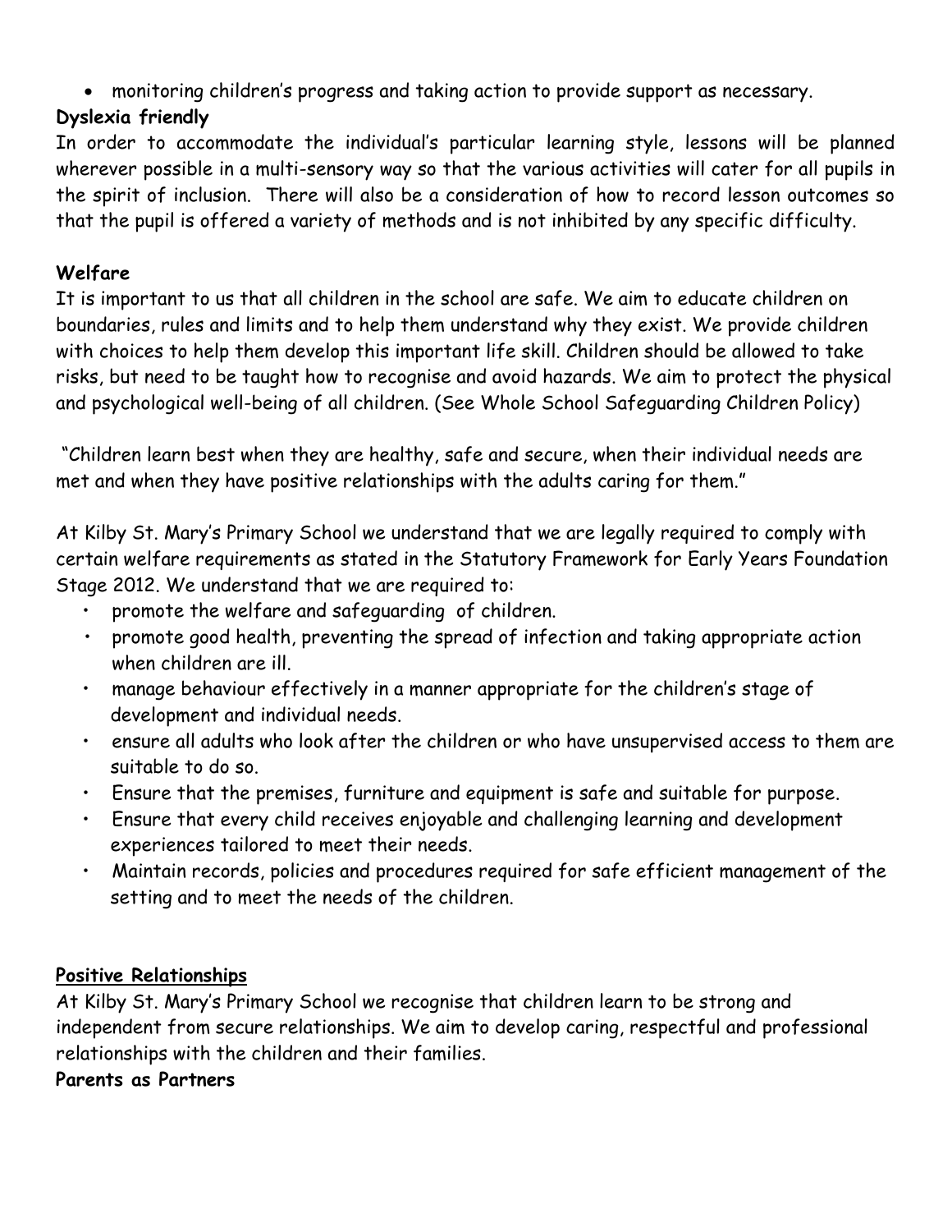- monitoring children's progress and taking action to provide support as necessary.

**Dyslexia friendly**

In order to accommodate the individual's particular learning style, lessons will be planned wherever possible in a multi-sensory way so that the various activities will cater for all pupils in the spirit of inclusion. There will also be a consideration of how to record lesson outcomes so that the pupil is offered a variety of methods and is not inhibited by any specific difficulty.

**Welfare**

It is important to us that all children in the school are safe. We aim to educate children on boundaries, rules and limits and to help them understand why they exist. We provide children with choices to help them develop this important life skill. Children should be allowed to take risks, but need to be taught how to recognise and avoid hazards. We aim to protect the physical and psychological well-being of all children. (See Whole School Safeguarding Children Policy)

"Children learn best when they are healthy, safe and secure, when their individual needs are met and when they have positive relationships with the adults caring for them."

At Kilby St. Mary's Primary School we understand that we are legally required to comply with certain welfare requirements as stated in the Statutory Framework for Early Years Foundation Stage 2012. We understand that we are required to:

- promote the welfare and safeguarding of children.
- promote good health, preventing the spread of infection and taking appropriate action when children are ill.
- manage behaviour effectively in a manner appropriate for the children's stage of development and individual needs.
- ensure all adults who look after the children or who have unsupervised access to them are suitable to do so.
- Ensure that the premises, furniture and equipment is safe and suitable for purpose.
- Ensure that every child receives enjoyable and challenging learning and development experiences tailored to meet their needs.
- Maintain records, policies and procedures required for safe efficient management of the setting and to meet the needs of the children.

**Positive Relationships**

At Kilby St. Mary's Primary School we recognise that children learn to be strong and independent from secure relationships. We aim to develop caring, respectful and professional relationships with the children and their families.

**Parents as Partners**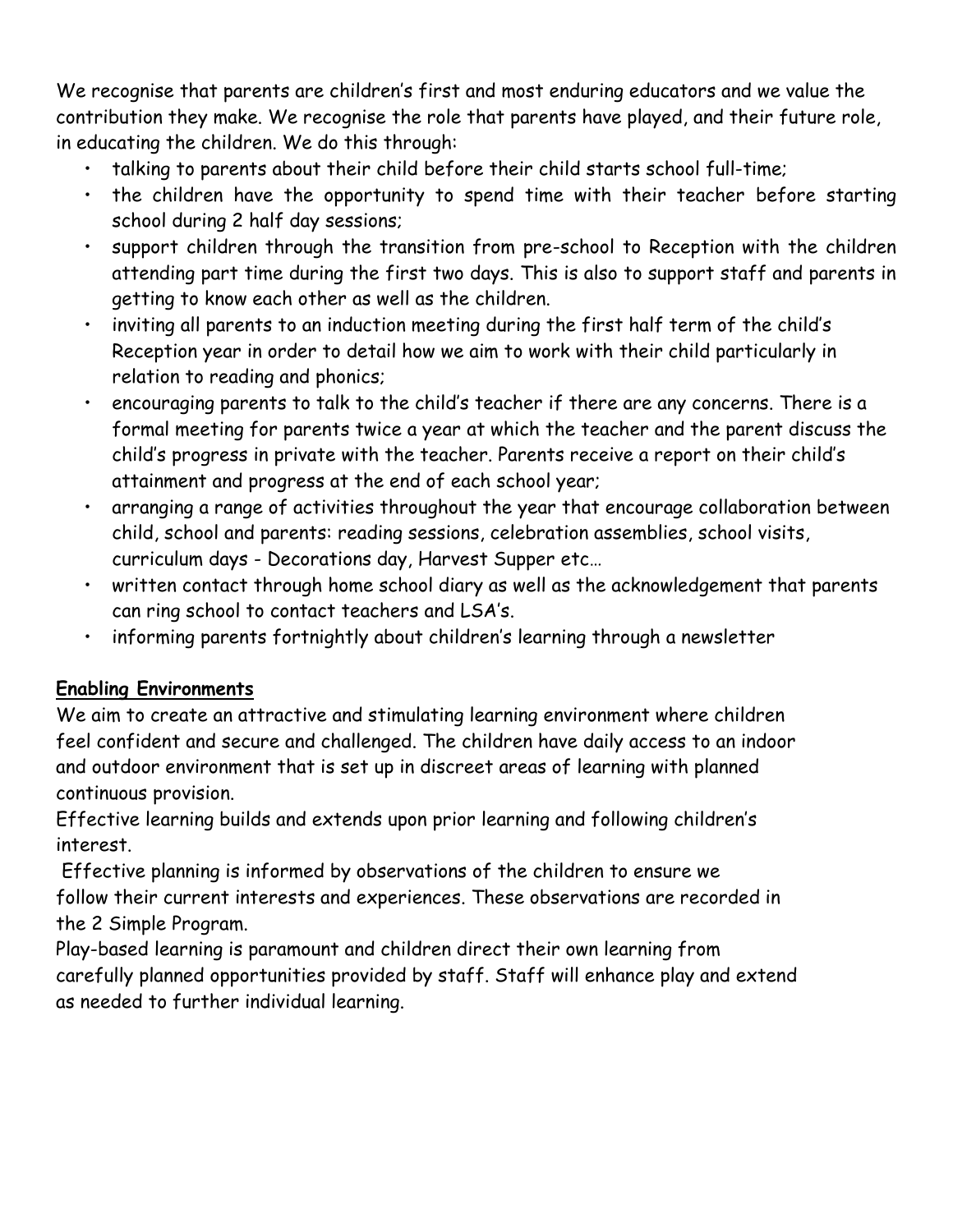We recognise that parents are children's first and most enduring educators and we value the contribution they make. We recognise the role that parents have played, and their future role, in educating the children. We do this through:

- talking to parents about their child before their child starts school full-time;
- the children have the opportunity to spend time with their teacher before starting school during 2 half day sessions;
- support children through the transition from pre-school to Reception with the children attending part time during the first two days. This is also to support staff and parents in getting to know each other as well as the children.
- inviting all parents to an induction meeting during the first half term of the child's Reception year in order to detail how we aim to work with their child particularly in relation to reading and phonics;
- encouraging parents to talk to the child's teacher if there are any concerns. There is a formal meeting for parents twice a year at which the teacher and the parent discuss the child's progress in private with the teacher. Parents receive a report on their child's attainment and progress at the end of each school year;
- arranging a range of activities throughout the year that encourage collaboration between child, school and parents: reading sessions, celebration assemblies, school visits, curriculum days - Decorations day, Harvest Supper etc…
- written contact through home school diary as well as the acknowledgement that parents can ring school to contact teachers and LSA's.
- informing parents fortnightly about children's learning through a newsletter

**Enabling Environments**

We aim to create an attractive and stimulating learning environment where children feel confident and secure and challenged. The children have daily access to an indoor and outdoor environment that is set up in discreet areas of learning with planned continuous provision.

Effective learning builds and extends upon prior learning and following children's interest.

Effective planning is informed by observations of the children to ensure we follow their current interests and experiences. These observations are recorded in the 2 Simple Program.

Play-based learning is paramount and children direct their own learning from carefully planned opportunities provided by staff. Staff will enhance play and extend as needed to further individual learning.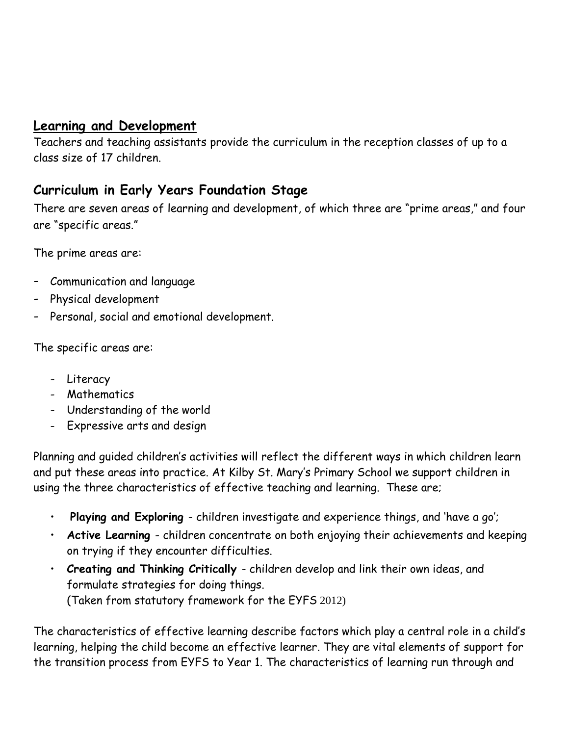## Learning and Development

Teachers and teaching assistants provide the curriculum in the reception classes of up to a class size of 17 children.

### Curriculum in Early Years Foundation Stage

There are seven areas of learning and development, of which three are "prime areas," and four are "specific areas."

The prime areas are:

- Communication and language
- Physical development
- Personal, social and emotional development.

The specific areas are:

- Literacy
- Mathematics
- Understanding of the world
- Expressive arts and design

Planning and guided children's activities will reflect the different ways in which children learn and put these areas into practice. At Kilby St. Mary's Primary School we support children in using the three characteristics of effective teaching and learning. These are;

- **Playing and Exploring** - children investigate and experience things, and 'have a go';
- **Active Learning** - children concentrate on both enjoying their achievements and keeping on trying if they encounter difficulties.
- ***Creating and Thinking Critically*** - children develop and link their own ideas, and formulate strategies for doing things.
  (Taken from statutory framework for the EYFS 2012)

The characteristics of effective learning describe factors which play a central role in a child's learning, helping the child become an effective learner. They are vital elements of support for the transition process from EYFS to Year 1. The characteristics of learning run through and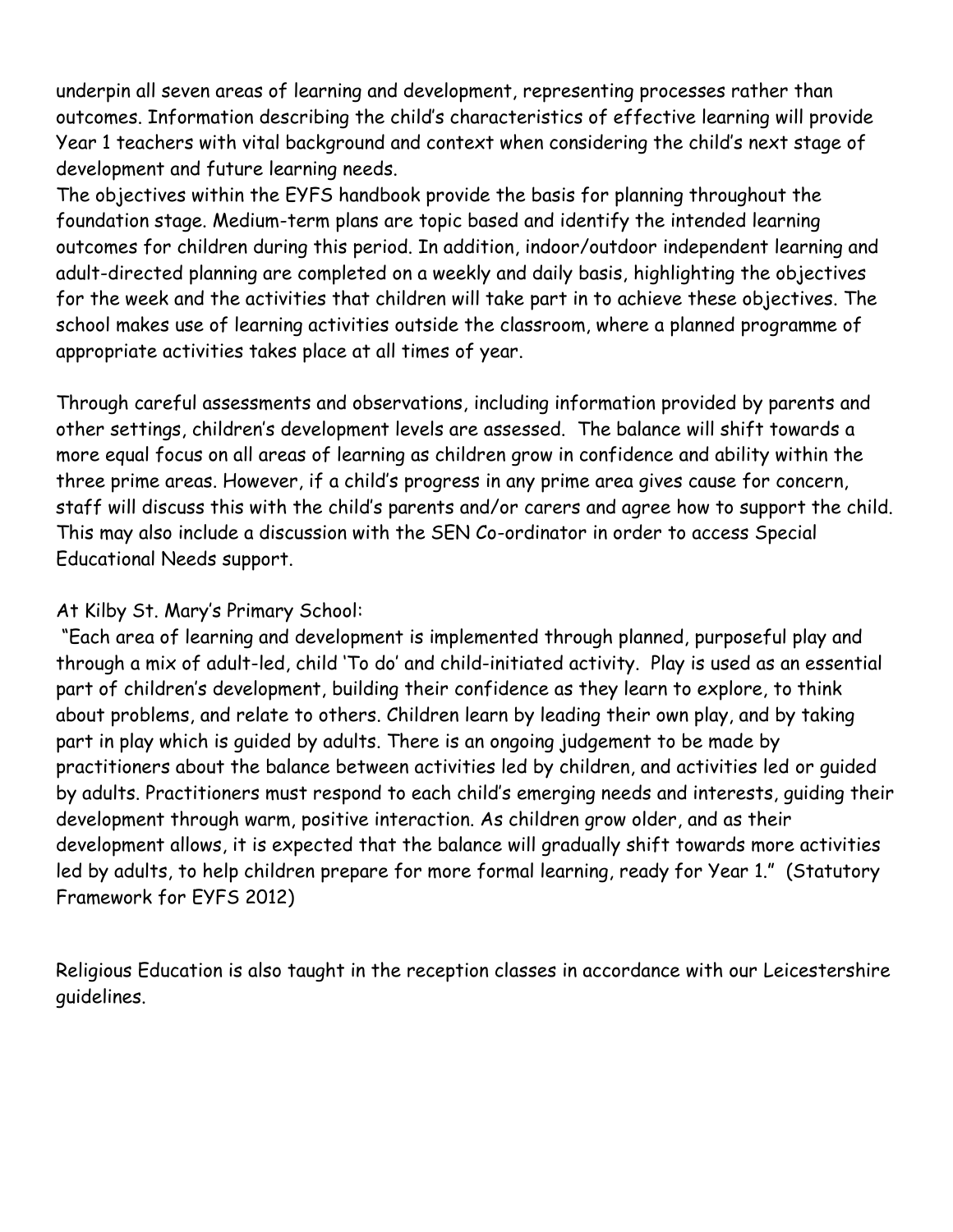underpin all seven areas of learning and development, representing processes rather than outcomes. Information describing the child's characteristics of effective learning will provide Year 1 teachers with vital background and context when considering the child's next stage of development and future learning needs.

The objectives within the EYFS handbook provide the basis for planning throughout the foundation stage. Medium-term plans are topic based and identify the intended learning outcomes for children during this period. In addition, indoor/outdoor independent learning and adult-directed planning are completed on a weekly and daily basis, highlighting the objectives for the week and the activities that children will take part in to achieve these objectives. The school makes use of learning activities outside the classroom, where a planned programme of appropriate activities takes place at all times of year.

Through careful assessments and observations, including information provided by parents and other settings, children's development levels are assessed. The balance will shift towards a more equal focus on all areas of learning as children grow in confidence and ability within the three prime areas. However, if a child's progress in any prime area gives cause for concern, staff will discuss this with the child's parents and/or carers and agree how to support the child. This may also include a discussion with the SEN Co-ordinator in order to access Special Educational Needs support.

At Kilby St. Mary's Primary School:

"Each area of learning and development is implemented through planned, purposeful play and through a mix of adult-led, child 'To do' and child-initiated activity. Play is used as an essential part of children's development, building their confidence as they learn to explore, to think about problems, and relate to others. Children learn by leading their own play, and by taking part in play which is guided by adults. There is an ongoing judgement to be made by practitioners about the balance between activities led by children, and activities led or guided by adults. Practitioners must respond to each child's emerging needs and interests, guiding their development through warm, positive interaction. As children grow older, and as their development allows, it is expected that the balance will gradually shift towards more activities led by adults, to help children prepare for more formal learning, ready for Year 1." (Statutory Framework for EYFS 2012)

Religious Education is also taught in the reception classes in accordance with our Leicestershire guidelines.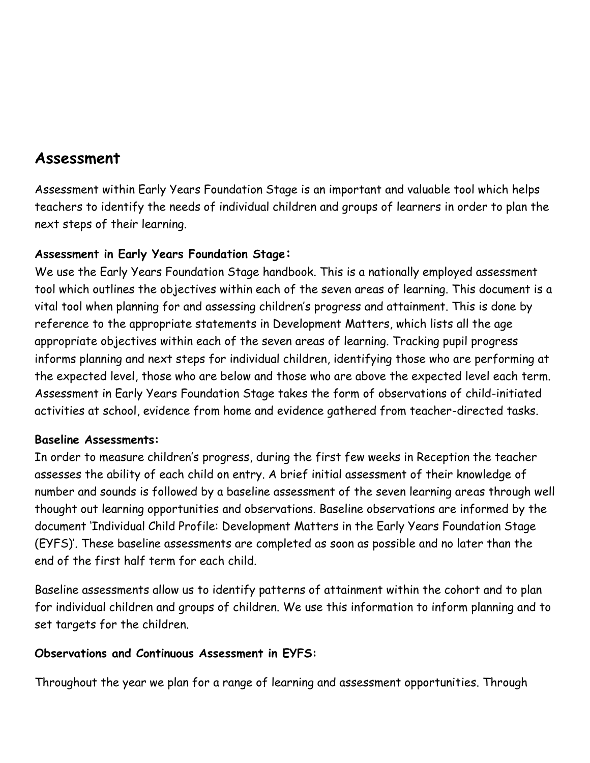## Assessment

Assessment within Early Years Foundation Stage is an important and valuable tool which helps teachers to identify the needs of individual children and groups of learners in order to plan the next steps of their learning.

**Assessment in Early Years Foundation Stage:**

We use the Early Years Foundation Stage handbook. This is a nationally employed assessment tool which outlines the objectives within each of the seven areas of learning. This document is a vital tool when planning for and assessing children's progress and attainment. This is done by reference to the appropriate statements in Development Matters, which lists all the age appropriate objectives within each of the seven areas of learning. Tracking pupil progress informs planning and next steps for individual children, identifying those who are performing at the expected level, those who are below and those who are above the expected level each term. Assessment in Early Years Foundation Stage takes the form of observations of child-initiated activities at school, evidence from home and evidence gathered from teacher-directed tasks.

**Baseline Assessments:**

In order to measure children's progress, during the first few weeks in Reception the teacher assesses the ability of each child on entry. A brief initial assessment of their knowledge of number and sounds is followed by a baseline assessment of the seven learning areas through well thought out learning opportunities and observations. Baseline observations are informed by the document 'Individual Child Profile: Development Matters in the Early Years Foundation Stage (EYFS)'. These baseline assessments are completed as soon as possible and no later than the end of the first half term for each child.

Baseline assessments allow us to identify patterns of attainment within the cohort and to plan for individual children and groups of children. We use this information to inform planning and to set targets for the children.

**Observations and Continuous Assessment in EYFS:**

Throughout the year we plan for a range of learning and assessment opportunities. Through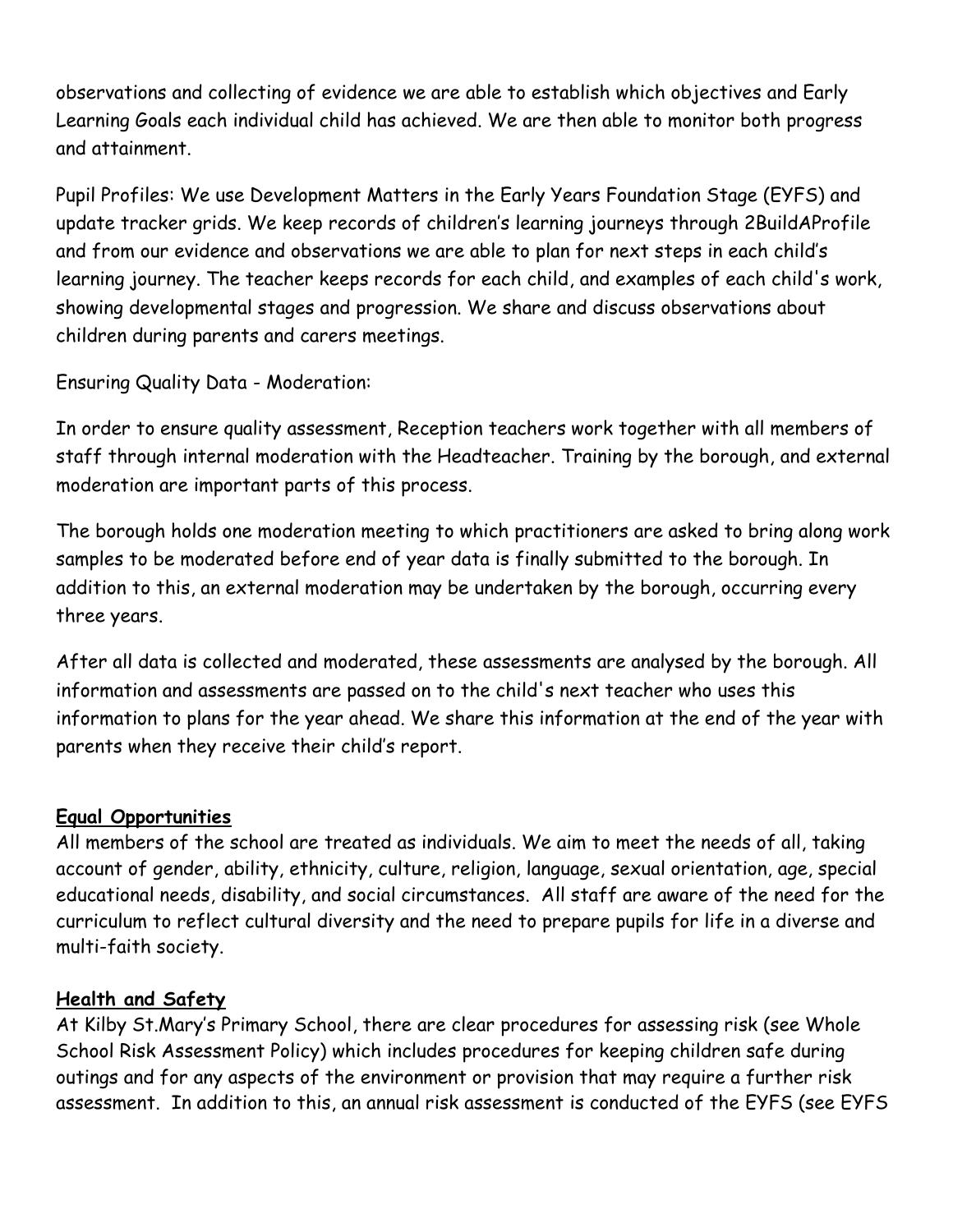observations and collecting of evidence we are able to establish which objectives and Early Learning Goals each individual child has achieved. We are then able to monitor both progress and attainment.

Pupil Profiles: We use Development Matters in the Early Years Foundation Stage (EYFS) and update tracker grids. We keep records of children's learning journeys through 2BuildAProfile and from our evidence and observations we are able to plan for next steps in each child's learning journey. The teacher keeps records for each child, and examples of each child's work, showing developmental stages and progression. We share and discuss observations about children during parents and carers meetings.

Ensuring Quality Data - Moderation:

In order to ensure quality assessment, Reception teachers work together with all members of staff through internal moderation with the Headteacher. Training by the borough, and external moderation are important parts of this process.

The borough holds one moderation meeting to which practitioners are asked to bring along work samples to be moderated before end of year data is finally submitted to the borough. In addition to this, an external moderation may be undertaken by the borough, occurring every three years.

After all data is collected and moderated, these assessments are analysed by the borough. All information and assessments are passed on to the child's next teacher who uses this information to plans for the year ahead. We share this information at the end of the year with parents when they receive their child's report.

**Equal Opportunities**

All members of the school are treated as individuals. We aim to meet the needs of all, taking account of gender, ability, ethnicity, culture, religion, language, sexual orientation, age, special educational needs, disability, and social circumstances. All staff are aware of the need for the curriculum to reflect cultural diversity and the need to prepare pupils for life in a diverse and multi-faith society.

**Health and Safety**

At Kilby St.Mary's Primary School, there are clear procedures for assessing risk (see Whole School Risk Assessment Policy) which includes procedures for keeping children safe during outings and for any aspects of the environment or provision that may require a further risk assessment. In addition to this, an annual risk assessment is conducted of the EYFS (see EYFS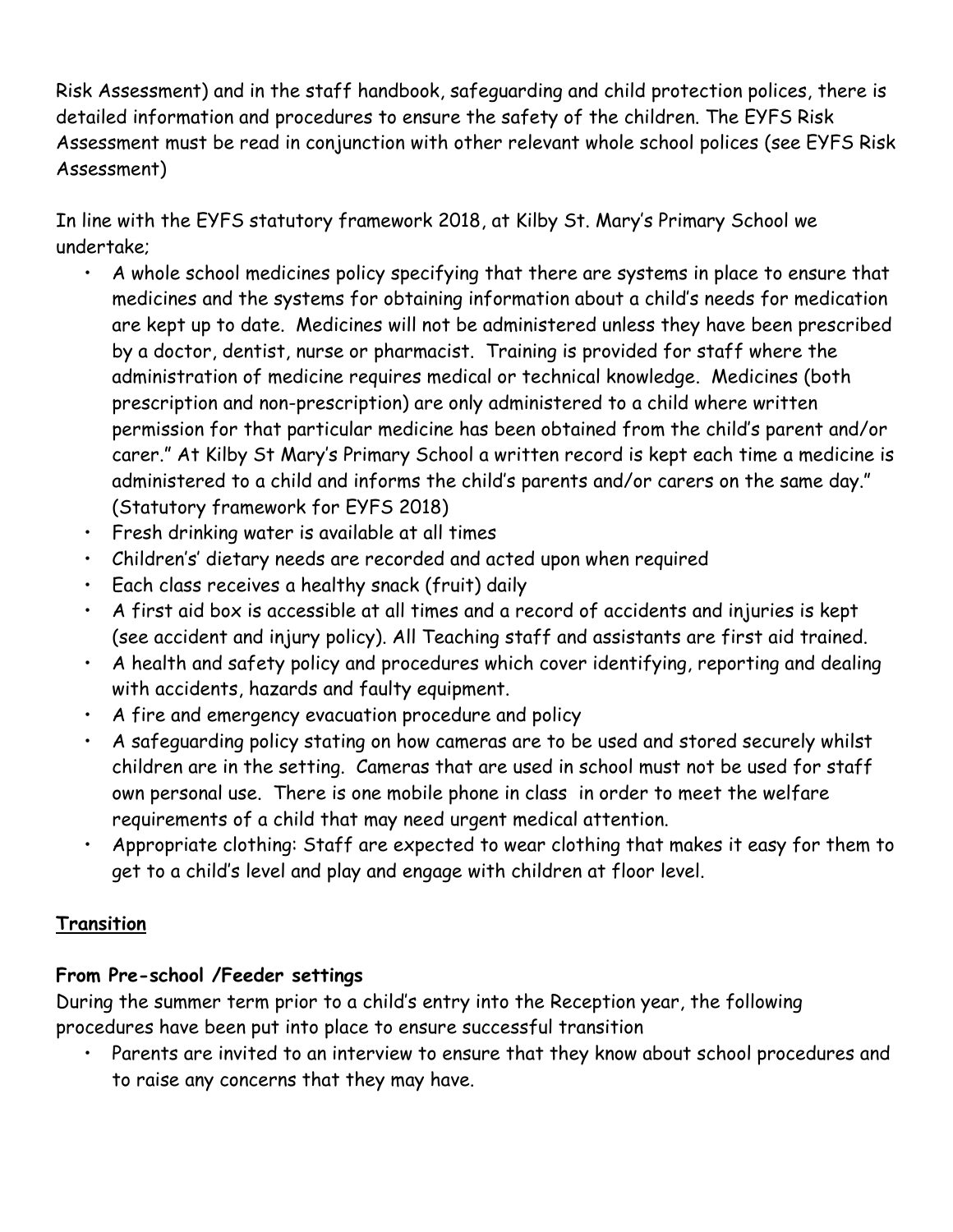Risk Assessment) and in the staff handbook, safeguarding and child protection polices, there is detailed information and procedures to ensure the safety of the children. The EYFS Risk Assessment must be read in conjunction with other relevant whole school polices (see EYFS Risk Assessment)

In line with the EYFS statutory framework 2018, at Kilby St. Mary's Primary School we undertake;

- A whole school medicines policy specifying that there are systems in place to ensure that medicines and the systems for obtaining information about a child's needs for medication are kept up to date. Medicines will not be administered unless they have been prescribed by a doctor, dentist, nurse or pharmacist. Training is provided for staff where the administration of medicine requires medical or technical knowledge. Medicines (both prescription and non-prescription) are only administered to a child where written permission for that particular medicine has been obtained from the child's parent and/or carer." At Kilby St Mary's Primary School a written record is kept each time a medicine is administered to a child and informs the child's parents and/or carers on the same day." (Statutory framework for EYFS 2018)
- Fresh drinking water is available at all times
- Childrens' dietary needs are recorded and acted upon when required
- Each class receives a healthy snack (fruit) daily
- A first aid box is accessible at all times and a record of accidents and injuries is kept (see accident and injury policy). All Teaching staff and assistants are first aid trained.
- A health and safety policy and procedures which cover identifying, reporting and dealing with accidents, hazards and faulty equipment.
- A fire and emergency evacuation procedure and policy
- A safeguarding policy stating on how cameras are to be used and stored securely whilst children are in the setting. Cameras that are used in school must not be used for staff own personal use. There is one mobile phone in class in order to meet the welfare requirements of a child that may need urgent medical attention.
- Appropriate clothing: Staff are expected to wear clothing that makes it easy for them to get to a child's level and play and engage with children at floor level.

## <u>Transition</u>

### From Pre-school /Feeder settings

During the summer term prior to a child's entry into the Reception year, the following procedures have been put into place to ensure successful transition

- Parents are invited to an interview to ensure that they know about school procedures and to raise any concerns that they may have.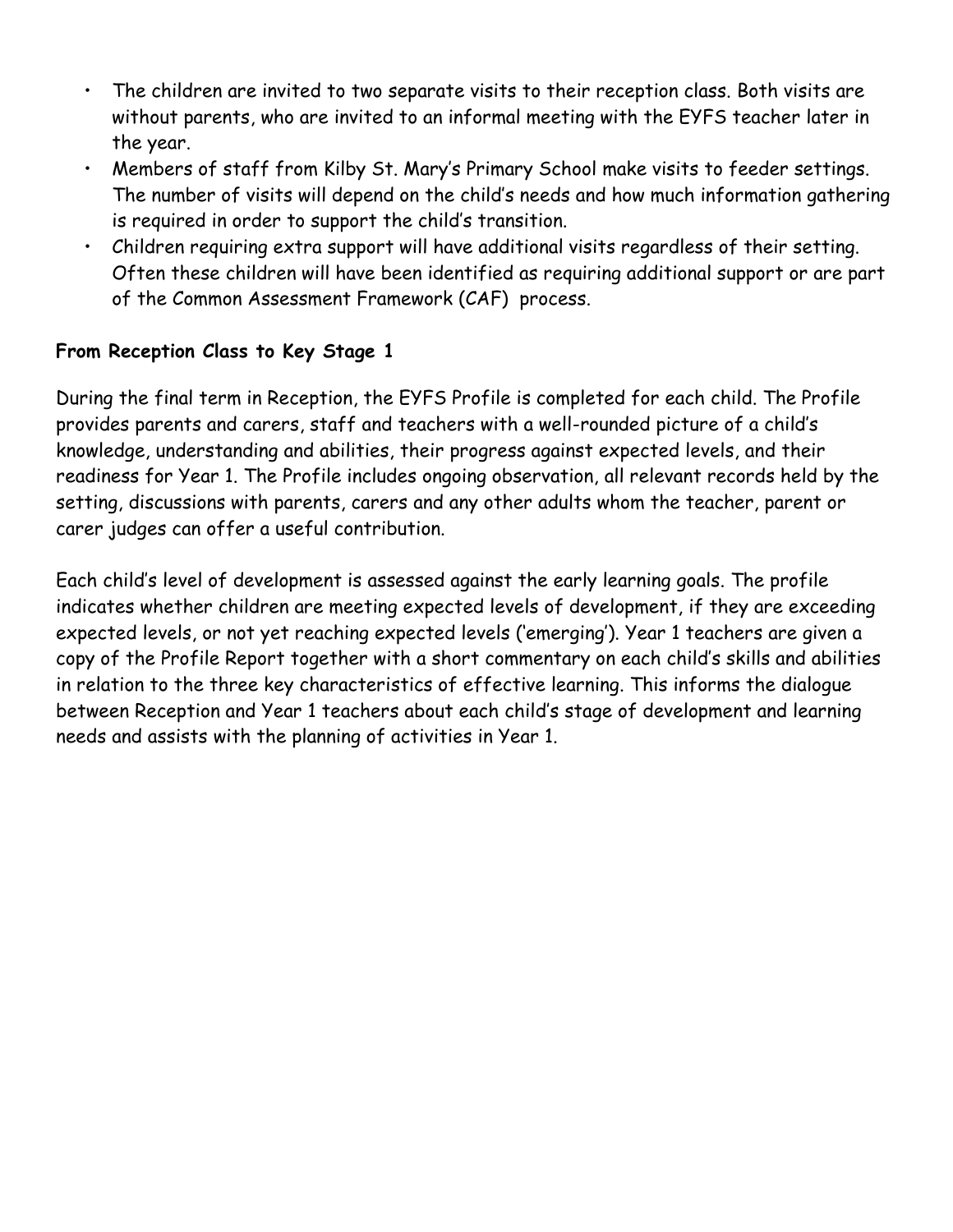- The children are invited to two separate visits to their reception class. Both visits are without parents, who are invited to an informal meeting with the EYFS teacher later in the year.
- Members of staff from Kilby St. Mary's Primary School make visits to feeder settings. The number of visits will depend on the child's needs and how much information gathering is required in order to support the child's transition.
- Children requiring extra support will have additional visits regardless of their setting. Often these children will have been identified as requiring additional support or are part of the Common Assessment Framework (CAF) process.

**From Reception Class to Key Stage 1**

During the final term in Reception, the EYFS Profile is completed for each child. The Profile provides parents and carers, staff and teachers with a well-rounded picture of a child's knowledge, understanding and abilities, their progress against expected levels, and their readiness for Year 1. The Profile includes ongoing observation, all relevant records held by the setting, discussions with parents, carers and any other adults whom the teacher, parent or carer judges can offer a useful contribution.

Each child's level of development is assessed against the early learning goals. The profile indicates whether children are meeting expected levels of development, if they are exceeding expected levels, or not yet reaching expected levels ('emerging'). Year 1 teachers are given a copy of the Profile Report together with a short commentary on each child's skills and abilities in relation to the three key characteristics of effective learning. This informs the dialogue between Reception and Year 1 teachers about each child's stage of development and learning needs and assists with the planning of activities in Year 1.